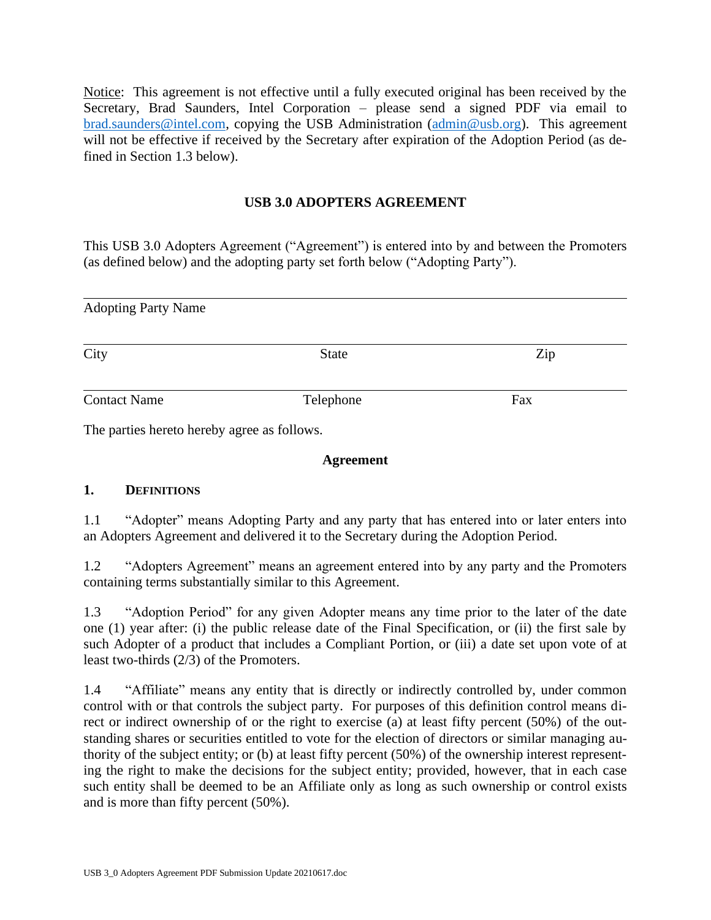Notice: This agreement is not effective until a fully executed original has been received by the Secretary, Brad Saunders, Intel Corporation – please send a signed PDF via email to brad.saunders@intel.com, copying the USB Administration (admin@usb.org). This agreement will not be effective if received by the Secretary after expiration of the Adoption Period (as defined in Section 1.3 below).

## USB 3.0 ADOPTERS AGREEMENT

This USB 3.0 Adopters Agreement ("Agreement") is entered into by and between the Promoters (as defined below) and the adopting party set forth below ("Adopting Party").

\_\_\_\_\_\_\_\_\_\_\_\_\_\_\_\_\_\_\_\_\_\_\_\_\_\_\_\_\_\_\_\_\_\_\_\_\_\_\_\_\_\_\_\_\_\_\_\_\_\_\_\_\_\_\_\_\_\_\_\_

Adopting Party Name

\_\_\_\_\_\_\_\_\_\_\_\_\_\_\_\_\_\_\_\_\_\_\_\_\_\_\_\_\_\_\_\_\_\_\_\_\_\_\_\_\_\_\_\_\_\_\_\_\_\_\_\_\_\_\_\_\_\_\_\_

| City | State | Zip |
|---|---|---|

\_\_\_\_\_\_\_\_\_\_\_\_\_\_\_\_\_\_\_\_\_\_\_\_\_\_\_\_\_\_\_\_\_\_\_\_\_\_\_\_\_\_\_\_\_\_\_\_\_\_\_\_\_\_\_\_\_\_\_\_

| Contact Name | Telephone | Fax |
|---|---|---|

The parties hereto hereby agree as follows.

### Agreement

### 1. DEFINITIONS

1.1 "Adopter" means Adopting Party and any party that has entered into or later enters into an Adopters Agreement and delivered it to the Secretary during the Adoption Period.

1.2 "Adopters Agreement" means an agreement entered into by any party and the Promoters containing terms substantially similar to this Agreement.

1.3 "Adoption Period" for any given Adopter means any time prior to the later of the date one (1) year after: (i) the public release date of the Final Specification, or (ii) the first sale by such Adopter of a product that includes a Compliant Portion, or (iii) a date set upon vote of at least two-thirds (2/3) of the Promoters.

1.4 "Affiliate" means any entity that is directly or indirectly controlled by, under common control with or that controls the subject party. For purposes of this definition control means direct or indirect ownership of or the right to exercise (a) at least fifty percent (50%) of the outstanding shares or securities entitled to vote for the election of directors or similar managing authority of the subject entity; or (b) at least fifty percent (50%) of the ownership interest representing the right to make the decisions for the subject entity; provided, however, that in each case such entity shall be deemed to be an Affiliate only as long as such ownership or control exists and is more than fifty percent (50%).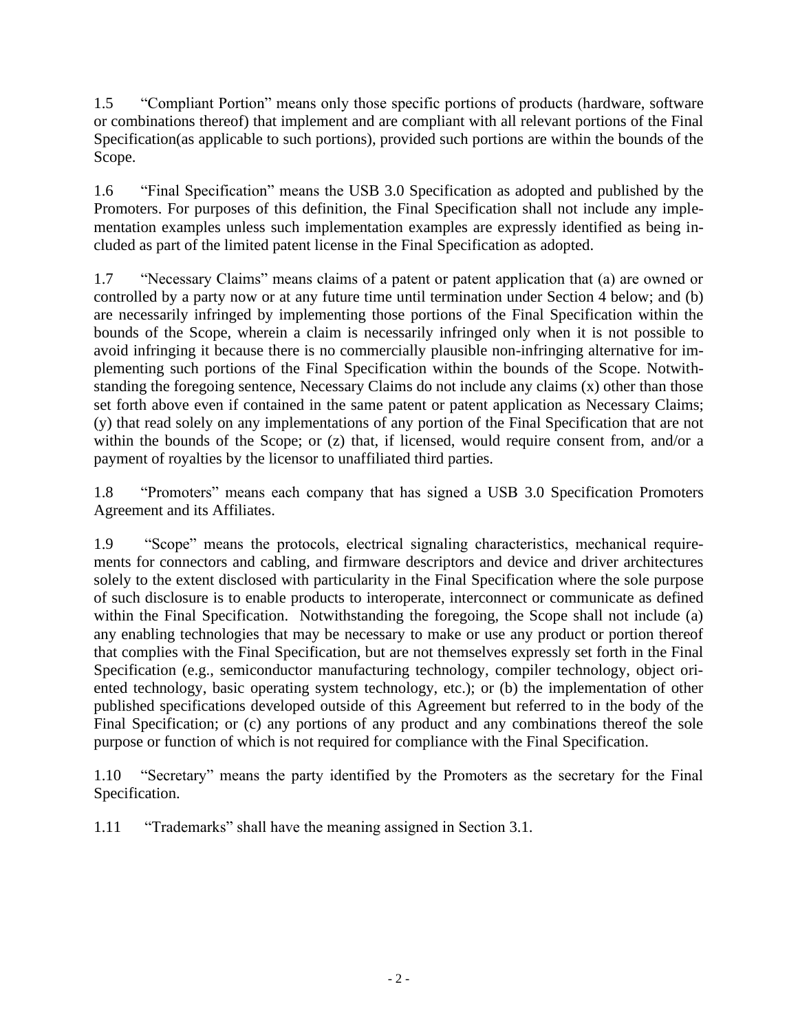1.5 "Compliant Portion" means only those specific portions of products (hardware, software or combinations thereof) that implement and are compliant with all relevant portions of the Final Specification(as applicable to such portions), provided such portions are within the bounds of the Scope.

1.6 "Final Specification" means the USB 3.0 Specification as adopted and published by the Promoters. For purposes of this definition, the Final Specification shall not include any implementation examples unless such implementation examples are expressly identified as being included as part of the limited patent license in the Final Specification as adopted.

1.7 "Necessary Claims" means claims of a patent or patent application that (a) are owned or controlled by a party now or at any future time until termination under Section 4 below; and (b) are necessarily infringed by implementing those portions of the Final Specification within the bounds of the Scope, wherein a claim is necessarily infringed only when it is not possible to avoid infringing it because there is no commercially plausible non-infringing alternative for implementing such portions of the Final Specification within the bounds of the Scope. Notwithstanding the foregoing sentence, Necessary Claims do not include any claims (x) other than those set forth above even if contained in the same patent or patent application as Necessary Claims; (y) that read solely on any implementations of any portion of the Final Specification that are not within the bounds of the Scope; or (z) that, if licensed, would require consent from, and/or a payment of royalties by the licensor to unaffiliated third parties.

1.8 "Promoters" means each company that has signed a USB 3.0 Specification Promoters Agreement and its Affiliates.

1.9 "Scope" means the protocols, electrical signaling characteristics, mechanical requirements for connectors and cabling, and firmware descriptors and device and driver architectures solely to the extent disclosed with particularity in the Final Specification where the sole purpose of such disclosure is to enable products to interoperate, interconnect or communicate as defined within the Final Specification. Notwithstanding the foregoing, the Scope shall not include (a) any enabling technologies that may be necessary to make or use any product or portion thereof that complies with the Final Specification, but are not themselves expressly set forth in the Final Specification (e.g., semiconductor manufacturing technology, compiler technology, object oriented technology, basic operating system technology, etc.); or (b) the implementation of other published specifications developed outside of this Agreement but referred to in the body of the Final Specification; or (c) any portions of any product and any combinations thereof the sole purpose or function of which is not required for compliance with the Final Specification.

1.10 "Secretary" means the party identified by the Promoters as the secretary for the Final Specification.

1.11 "Trademarks" shall have the meaning assigned in Section 3.1.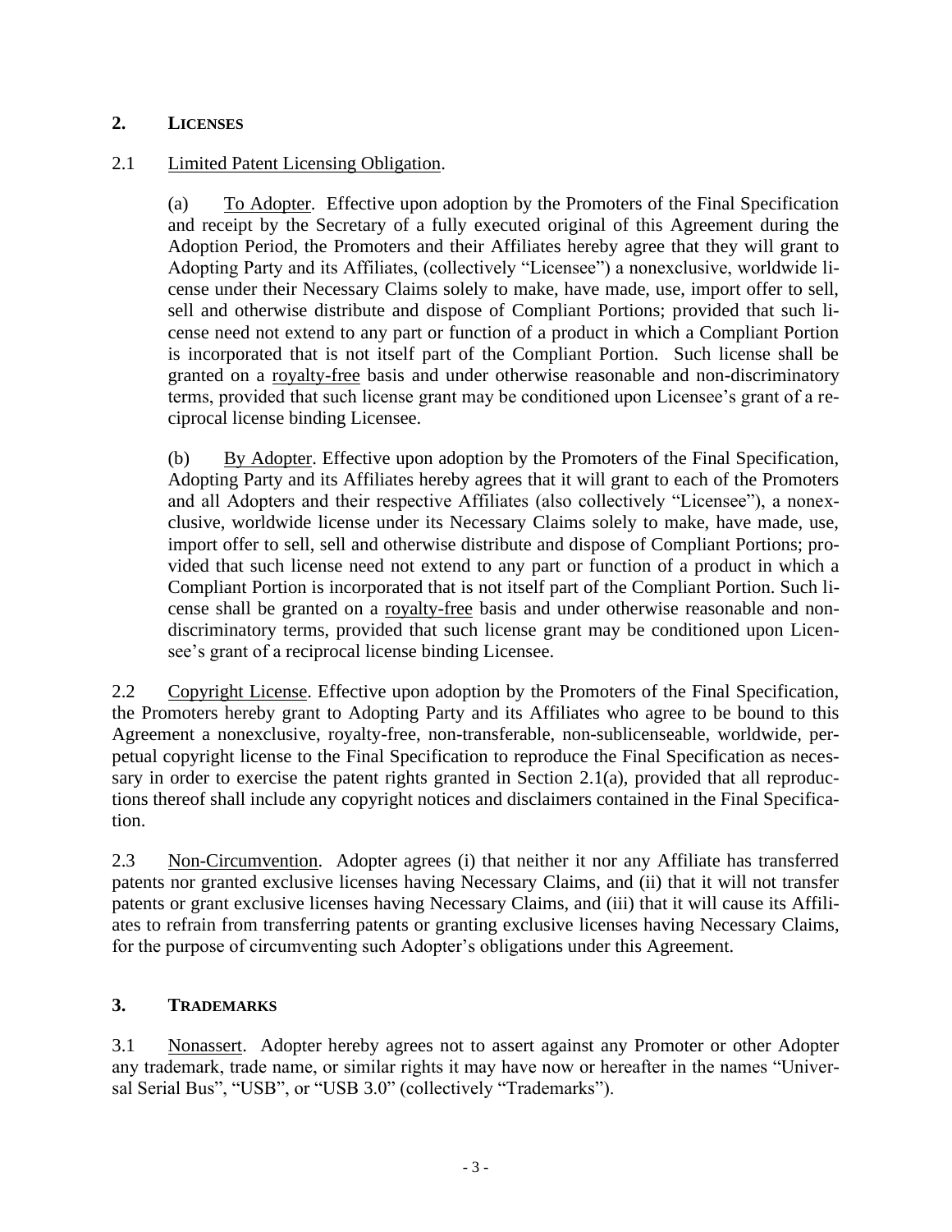## 2. LICENSES

2.1 Limited Patent Licensing Obligation.

(a) To Adopter. Effective upon adoption by the Promoters of the Final Specification and receipt by the Secretary of a fully executed original of this Agreement during the Adoption Period, the Promoters and their Affiliates hereby agree that they will grant to Adopting Party and its Affiliates, (collectively "Licensee") a nonexclusive, worldwide license under their Necessary Claims solely to make, have made, use, import offer to sell, sell and otherwise distribute and dispose of Compliant Portions; provided that such license need not extend to any part or function of a product in which a Compliant Portion is incorporated that is not itself part of the Compliant Portion. Such license shall be granted on a royalty-free basis and under otherwise reasonable and non-discriminatory terms, provided that such license grant may be conditioned upon Licensee's grant of a reciprocal license binding Licensee.

(b) By Adopter. Effective upon adoption by the Promoters of the Final Specification, Adopting Party and its Affiliates hereby agrees that it will grant to each of the Promoters and all Adopters and their respective Affiliates (also collectively "Licensee"), a nonexclusive, worldwide license under its Necessary Claims solely to make, have made, use, import offer to sell, sell and otherwise distribute and dispose of Compliant Portions; provided that such license need not extend to any part or function of a product in which a Compliant Portion is incorporated that is not itself part of the Compliant Portion. Such license shall be granted on a royalty-free basis and under otherwise reasonable and non-discriminatory terms, provided that such license grant may be conditioned upon Licensee's grant of a reciprocal license binding Licensee.

2.2 Copyright License. Effective upon adoption by the Promoters of the Final Specification, the Promoters hereby grant to Adopting Party and its Affiliates who agree to be bound to this Agreement a nonexclusive, royalty-free, non-transferable, non-sublicenseable, worldwide, perpetual copyright license to the Final Specification to reproduce the Final Specification as necessary in order to exercise the patent rights granted in Section 2.1(a), provided that all reproductions thereof shall include any copyright notices and disclaimers contained in the Final Specification.

2.3 Non-Circumvention. Adopter agrees (i) that neither it nor any Affiliate has transferred patents nor granted exclusive licenses having Necessary Claims, and (ii) that it will not transfer patents or grant exclusive licenses having Necessary Claims, and (iii) that it will cause its Affiliates to refrain from transferring patents or granting exclusive licenses having Necessary Claims, for the purpose of circumventing such Adopter's obligations under this Agreement.

## 3. TRADEMARKS

3.1 Nonassert. Adopter hereby agrees not to assert against any Promoter or other Adopter any trademark, trade name, or similar rights it may have now or hereafter in the names "Universal Serial Bus", "USB", or "USB 3.0" (collectively "Trademarks").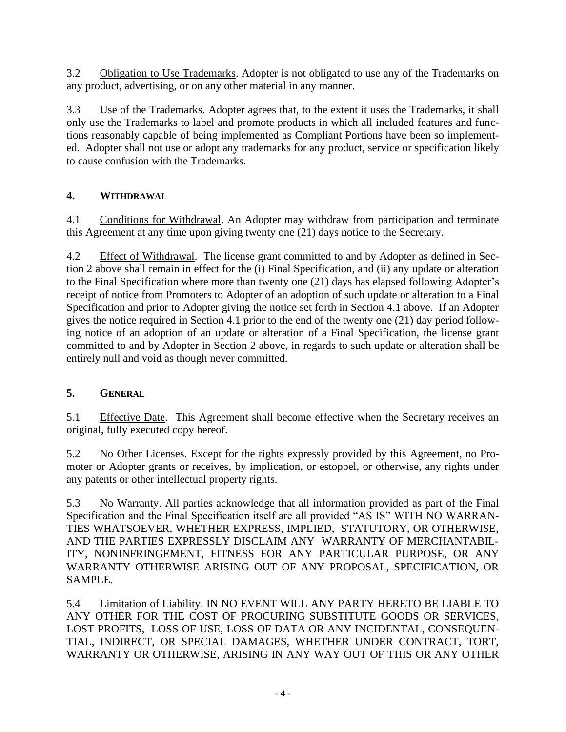3.2 Obligation to Use Trademarks. Adopter is not obligated to use any of the Trademarks on any product, advertising, or on any other material in any manner.

3.3 Use of the Trademarks. Adopter agrees that, to the extent it uses the Trademarks, it shall only use the Trademarks to label and promote products in which all included features and functions reasonably capable of being implemented as Compliant Portions have been so implemented. Adopter shall not use or adopt any trademarks for any product, service or specification likely to cause confusion with the Trademarks.

## 4. WITHDRAWAL

4.1 Conditions for Withdrawal. An Adopter may withdraw from participation and terminate this Agreement at any time upon giving twenty one (21) days notice to the Secretary.

4.2 Effect of Withdrawal. The license grant committed to and by Adopter as defined in Section 2 above shall remain in effect for the (i) Final Specification, and (ii) any update or alteration to the Final Specification where more than twenty one (21) days has elapsed following Adopter's receipt of notice from Promoters to Adopter of an adoption of such update or alteration to a Final Specification and prior to Adopter giving the notice set forth in Section 4.1 above. If an Adopter gives the notice required in Section 4.1 prior to the end of the twenty one (21) day period following notice of an adoption of an update or alteration of a Final Specification, the license grant committed to and by Adopter in Section 2 above, in regards to such update or alteration shall be entirely null and void as though never committed.

## 5. GENERAL

5.1 Effective Date. This Agreement shall become effective when the Secretary receives an original, fully executed copy hereof.

5.2 No Other Licenses. Except for the rights expressly provided by this Agreement, no Promoter or Adopter grants or receives, by implication, or estoppel, or otherwise, any rights under any patents or other intellectual property rights.

5.3 No Warranty. All parties acknowledge that all information provided as part of the Final Specification and the Final Specification itself are all provided "AS IS" WITH NO WARRANTIES WHATSOEVER, WHETHER EXPRESS, IMPLIED, STATUTORY, OR OTHERWISE, AND THE PARTIES EXPRESSLY DISCLAIM ANY WARRANTY OF MERCHANTABILITY, NONINFRINGEMENT, FITNESS FOR ANY PARTICULAR PURPOSE, OR ANY WARRANTY OTHERWISE ARISING OUT OF ANY PROPOSAL, SPECIFICATION, OR SAMPLE.

5.4 Limitation of Liability. IN NO EVENT WILL ANY PARTY HERETO BE LIABLE TO ANY OTHER FOR THE COST OF PROCURING SUBSTITUTE GOODS OR SERVICES, LOST PROFITS, LOSS OF USE, LOSS OF DATA OR ANY INCIDENTAL, CONSEQUENTIAL, INDIRECT, OR SPECIAL DAMAGES, WHETHER UNDER CONTRACT, TORT, WARRANTY OR OTHERWISE, ARISING IN ANY WAY OUT OF THIS OR ANY OTHER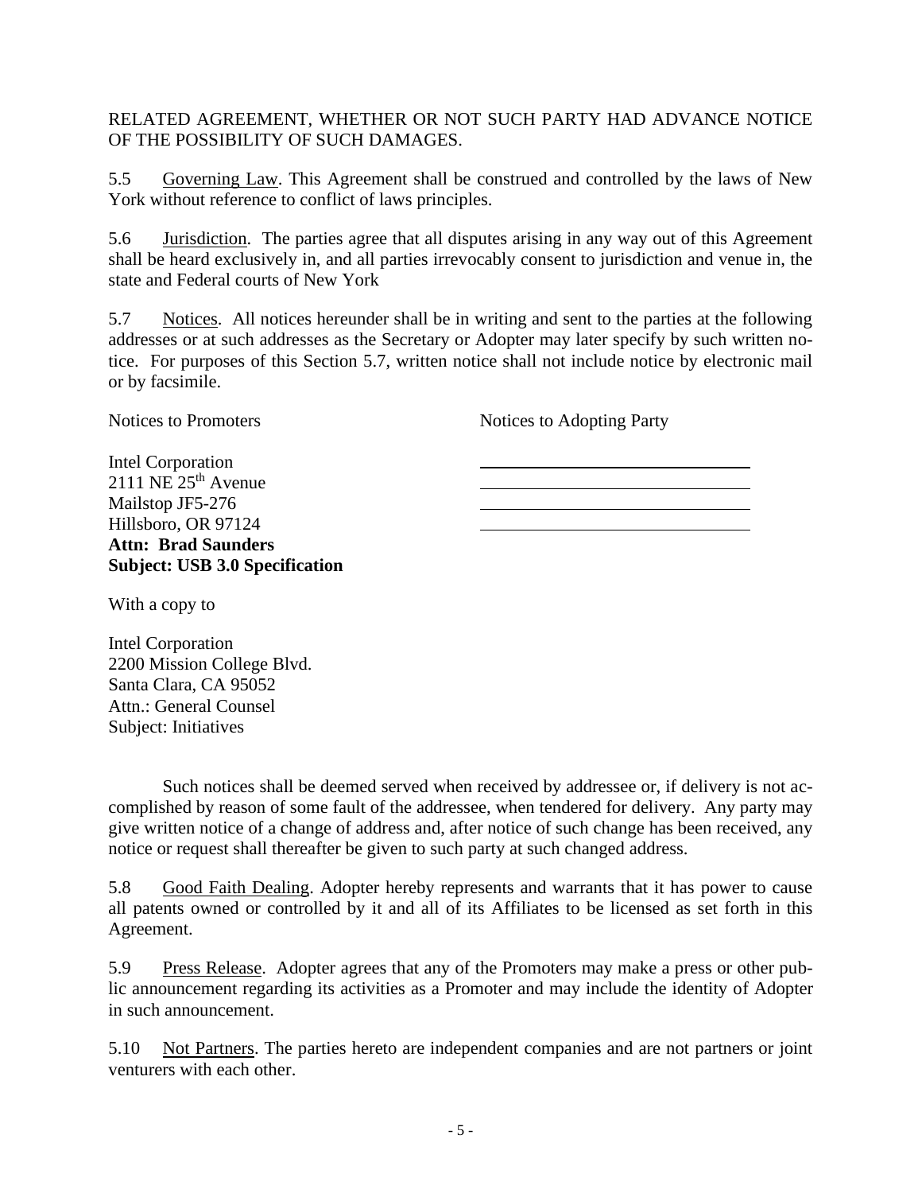RELATED AGREEMENT, WHETHER OR NOT SUCH PARTY HAD ADVANCE NOTICE OF THE POSSIBILITY OF SUCH DAMAGES.

5.5 Governing Law. This Agreement shall be construed and controlled by the laws of New York without reference to conflict of laws principles.

5.6 Jurisdiction. The parties agree that all disputes arising in any way out of this Agreement shall be heard exclusively in, and all parties irrevocably consent to jurisdiction and venue in, the state and Federal courts of New York

5.7 Notices. All notices hereunder shall be in writing and sent to the parties at the following addresses or at such addresses as the Secretary or Adopter may later specify by such written notice. For purposes of this Section 5.7, written notice shall not include notice by electronic mail or by facsimile.

| Notices to Promoters | Notices to Adopting Party |
| --- | --- |
| Intel Corporation | ______________________________ |
| 2111 NE 25th Avenue | ______________________________ |
| Mailstop JF5-276 | ______________________________ |
| Hillsboro, OR 97124 | ______________________________ |
| **Attn: Brad Saunders** | |
| **Subject: USB 3.0 Specification** | |

With a copy to

Intel Corporation
2200 Mission College Blvd.
Santa Clara, CA 95052
Attn.: General Counsel
Subject: Initiatives

Such notices shall be deemed served when received by addressee or, if delivery is not accomplished by reason of some fault of the addressee, when tendered for delivery. Any party may give written notice of a change of address and, after notice of such change has been received, any notice or request shall thereafter be given to such party at such changed address.

5.8 Good Faith Dealing. Adopter hereby represents and warrants that it has power to cause all patents owned or controlled by it and all of its Affiliates to be licensed as set forth in this Agreement.

5.9 Press Release. Adopter agrees that any of the Promoters may make a press or other public announcement regarding its activities as a Promoter and may include the identity of Adopter in such announcement.

5.10 Not Partners. The parties hereto are independent companies and are not partners or joint venturers with each other.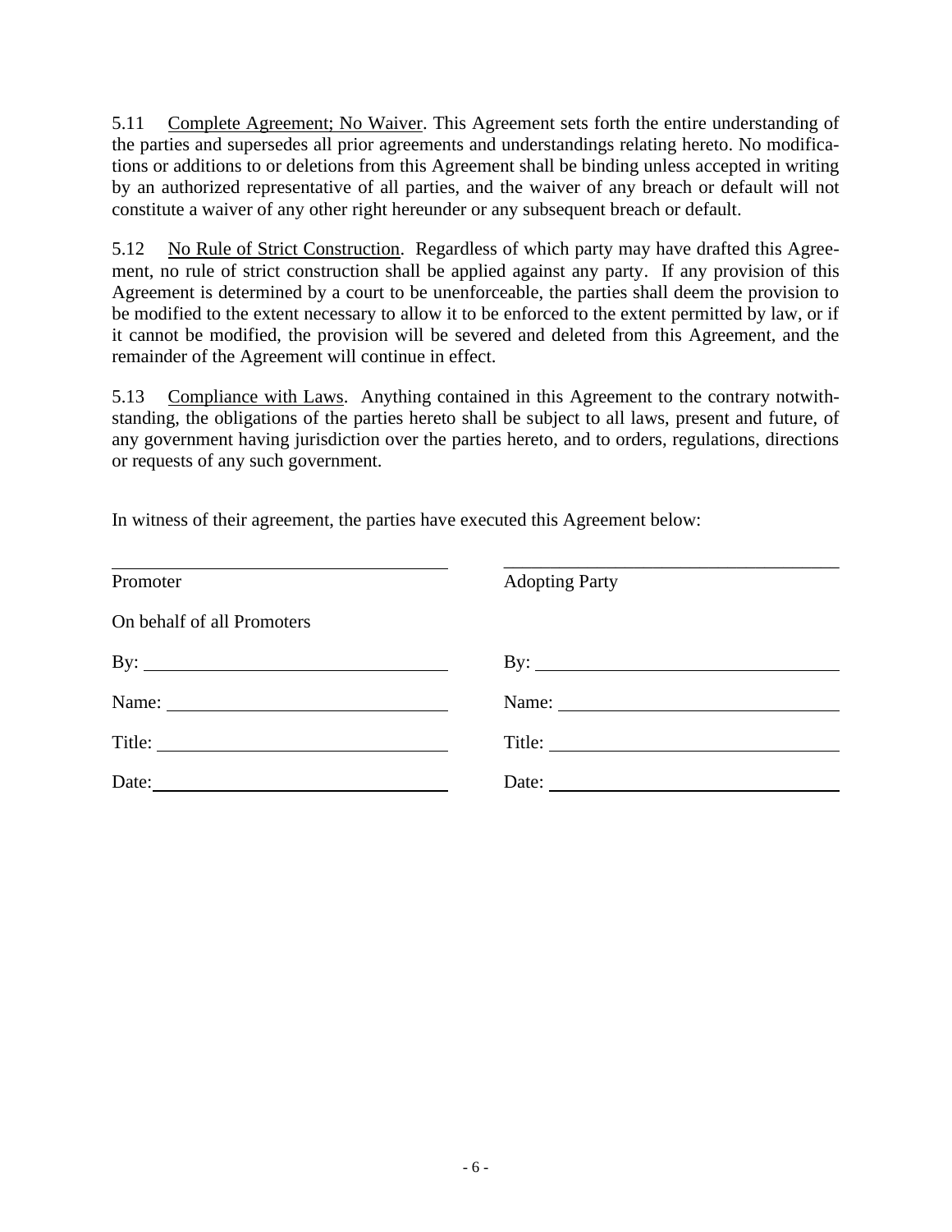5.11 Complete Agreement; No Waiver. This Agreement sets forth the entire understanding of the parties and supersedes all prior agreements and understandings relating hereto. No modifications or additions to or deletions from this Agreement shall be binding unless accepted in writing by an authorized representative of all parties, and the waiver of any breach or default will not constitute a waiver of any other right hereunder or any subsequent breach or default.

5.12 No Rule of Strict Construction. Regardless of which party may have drafted this Agreement, no rule of strict construction shall be applied against any party. If any provision of this Agreement is determined by a court to be unenforceable, the parties shall deem the provision to be modified to the extent necessary to allow it to be enforced to the extent permitted by law, or if it cannot be modified, the provision will be severed and deleted from this Agreement, and the remainder of the Agreement will continue in effect.

5.13 Compliance with Laws. Anything contained in this Agreement to the contrary notwithstanding, the obligations of the parties hereto shall be subject to all laws, present and future, of any government having jurisdiction over the parties hereto, and to orders, regulations, directions or requests of any such government.

In witness of their agreement, the parties have executed this Agreement below:

| | |
|---|---|
| ______________________________ | ______________________________ |
| Promoter | Adopting Party |
| On behalf of all Promoters | |
| By: ____________________________ | By: ____________________________ |
| Name: __________________________ | Name: __________________________ |
| Title: __________________________ | Title: __________________________ |
| Date: __________________________ | Date: __________________________ |